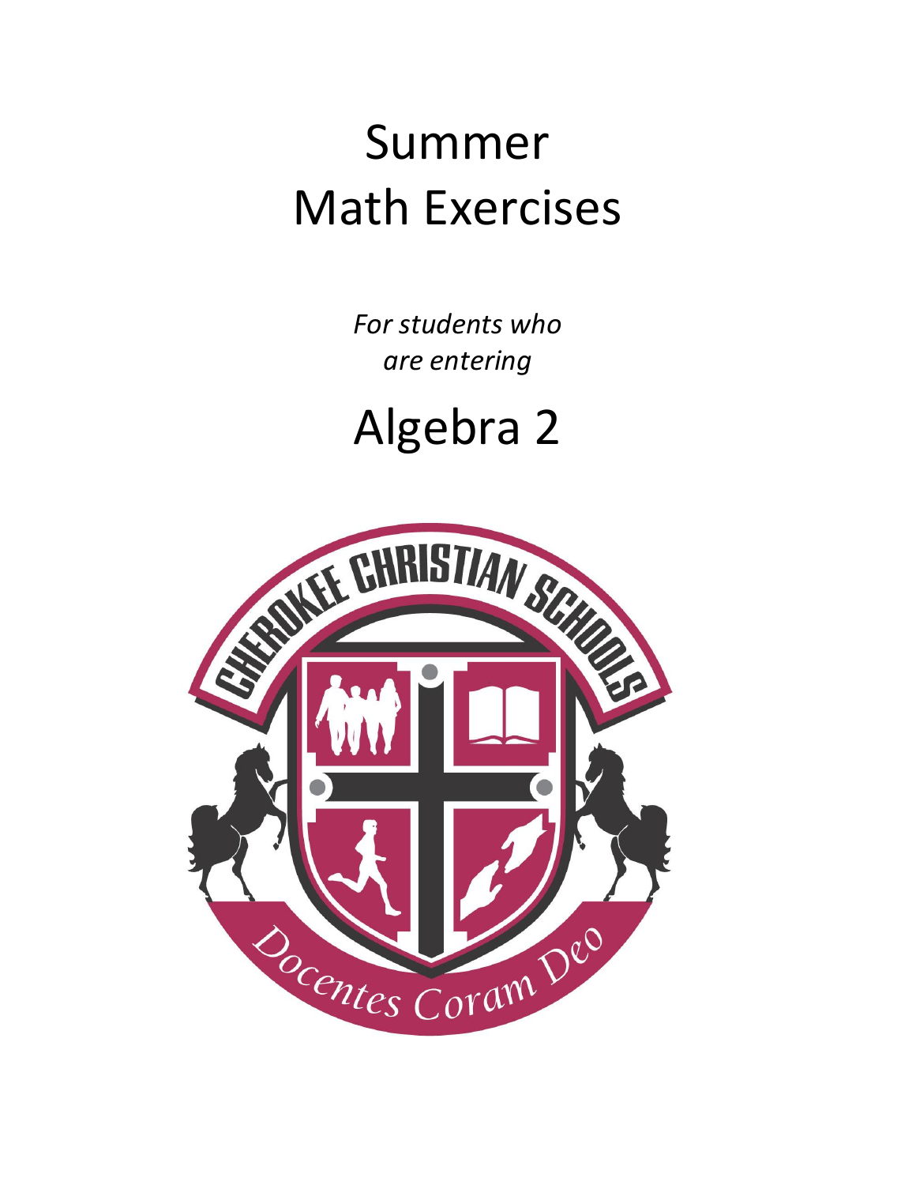# Summer Math Exercises

*For students who are entering*

# Algebra 2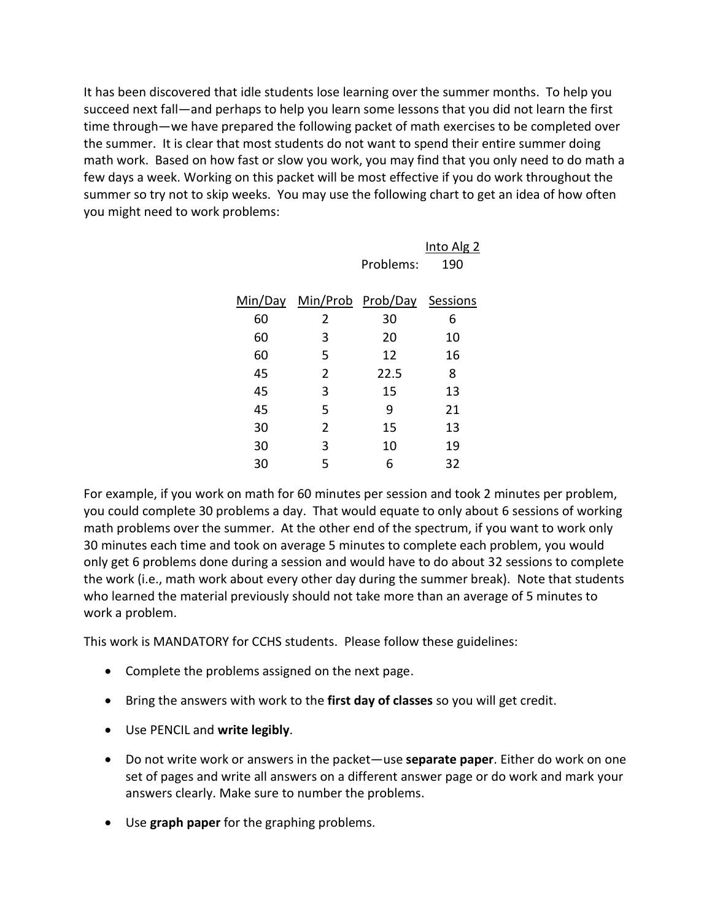It has been discovered that idle students lose learning over the summer months. To help you succeed next fall—and perhaps to help you learn some lessons that you did not learn the first time through—we have prepared the following packet of math exercises to be completed over the summer. It is clear that most students do not want to spend their entire summer doing math work. Based on how fast or slow you work, you may find that you only need to do math a few days a week. Working on this packet will be most effective if you do work throughout the summer so try not to skip weeks. You may use the following chart to get an idea of how often you might need to work problems:

| | | | Into Alg 2 |
|---|---|---|---|
| | | Problems: | 190 |
| Min/Day | Min/Prob | Prob/Day | Sessions |
| 60 | 2 | 30 | 6 |
| 60 | 3 | 20 | 10 |
| 60 | 5 | 12 | 16 |
| 45 | 2 | 22.5 | 8 |
| 45 | 3 | 15 | 13 |
| 45 | 5 | 9 | 21 |
| 30 | 2 | 15 | 13 |
| 30 | 3 | 10 | 19 |
| 30 | 5 | 6 | 32 |

For example, if you work on math for 60 minutes per session and took 2 minutes per problem, you could complete 30 problems a day. That would equate to only about 6 sessions of working math problems over the summer. At the other end of the spectrum, if you want to work only 30 minutes each time and took on average 5 minutes to complete each problem, you would only get 6 problems done during a session and would have to do about 32 sessions to complete the work (i.e., math work about every other day during the summer break). Note that students who learned the material previously should not take more than an average of 5 minutes to work a problem.

This work is MANDATORY for CCHS students. Please follow these guidelines:

- Complete the problems assigned on the next page.
- Bring the answers with work to the **first day of classes** so you will get credit.
- Use PENCIL and **write legibly**.
- Do not write work or answers in the packet—use **separate paper**. Either do work on one set of pages and write all answers on a different answer page or do work and mark your answers clearly. Make sure to number the problems.
- Use **graph paper** for the graphing problems.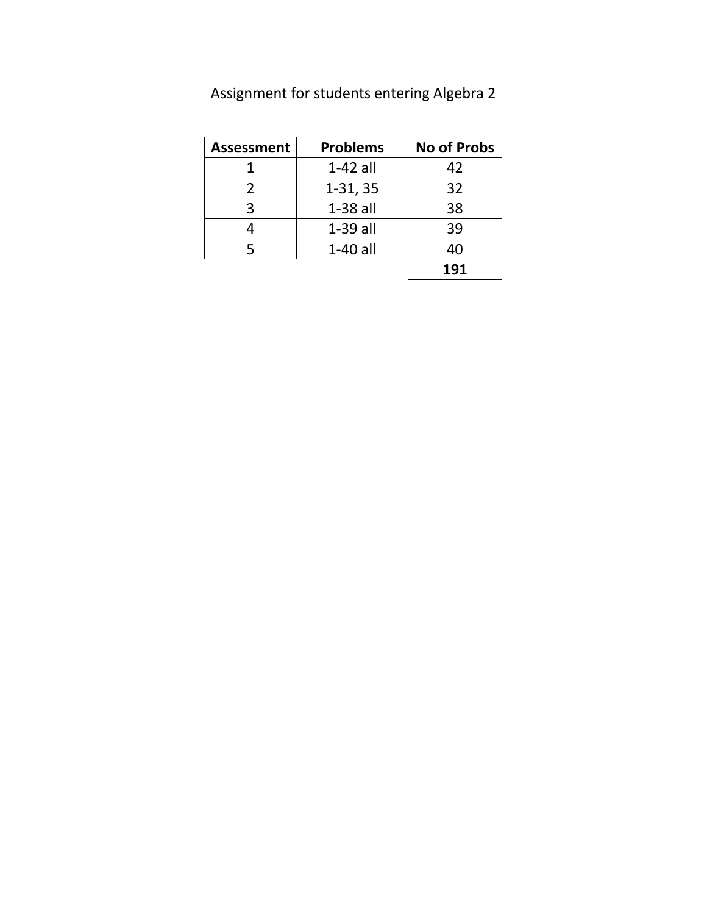Assignment for students entering Algebra 2

| Assessment | Problems | No of Probs |
|---|---|---|
| 1 | 1-42 all | 42 |
| 2 | 1-31, 35 | 32 |
| 3 | 1-38 all | 38 |
| 4 | 1-39 all | 39 |
| 5 | 1-40 all | 40 |
| | | **191** |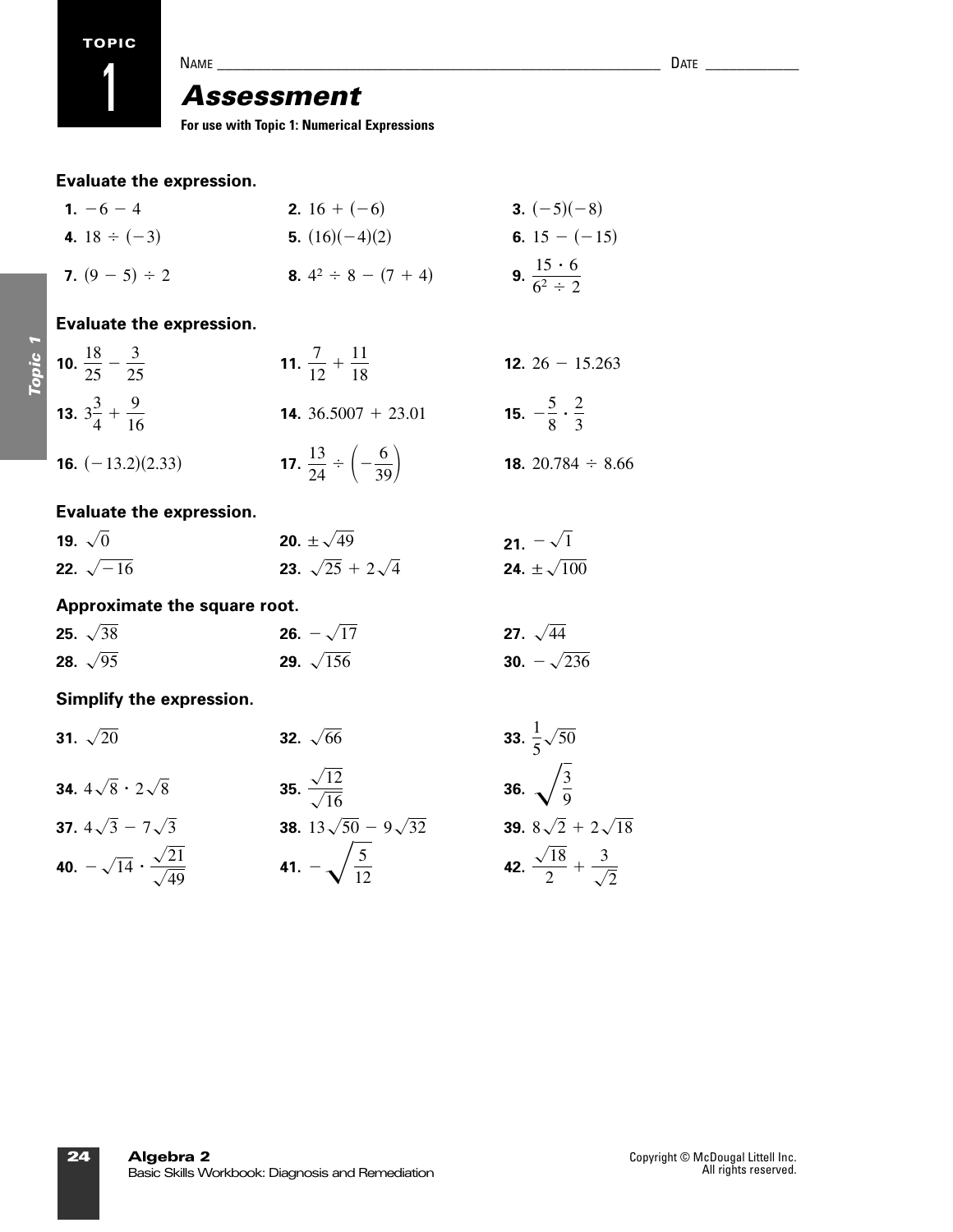TOPIC 1

NAME ____________________________________________ DATE ____________

# Assessment

**For use with Topic 1: Numerical Expressions**

**Evaluate the expression.**

**1.** $-6 - 4$

**2.** $16 + (-6)$

**3.** $(-5)(-8)$

**4.** $18 \div (-3)$

**5.** $(16)(-4)(2)$

**6.** $15 - (-15)$

**7.** $(9 - 5) \div 2$

**8.** $4^2 \div 8 - (7 + 4)$

**9.** $\dfrac{15 \cdot 6}{6^2 \div 2}$

**Evaluate the expression.**

**10.** $\dfrac{18}{25} - \dfrac{3}{25}$

**11.** $\dfrac{7}{12} + \dfrac{11}{18}$

**12.** $26 - 15.263$

**13.** $3\dfrac{3}{4} + \dfrac{9}{16}$

**14.** $36.5007 + 23.01$

**15.** $-\dfrac{5}{8} \cdot \dfrac{2}{3}$

**16.** $(-13.2)(2.33)$

**17.** $\dfrac{13}{24} \div \left(-\dfrac{6}{39}\right)$

**18.** $20.784 \div 8.66$

**Evaluate the expression.**

**19.** $\sqrt{0}$

**20.** $\pm\sqrt{49}$

**21.** $-\sqrt{1}$

**22.** $\sqrt{-16}$

**23.** $\sqrt{25} + 2\sqrt{4}$

**24.** $\pm\sqrt{100}$

**Approximate the square root.**

**25.** $\sqrt{38}$

**26.** $-\sqrt{17}$

**27.** $\sqrt{44}$

**28.** $\sqrt{95}$

**29.** $\sqrt{156}$

**30.** $-\sqrt{236}$

**Simplify the expression.**

**31.** $\sqrt{20}$

**32.** $\sqrt{66}$

**33.** $\dfrac{1}{5}\sqrt{50}$

**34.** $4\sqrt{8} \cdot 2\sqrt{8}$

**35.** $\dfrac{\sqrt{12}}{\sqrt{16}}$

**36.** $\sqrt{\dfrac{3}{9}}$

**37.** $4\sqrt{3} - 7\sqrt{3}$

**38.** $13\sqrt{50} - 9\sqrt{32}$

**39.** $8\sqrt{2} + 2\sqrt{18}$

**40.** $-\sqrt{14} \cdot \dfrac{\sqrt{21}}{\sqrt{49}}$

**41.** $-\sqrt{\dfrac{5}{12}}$

**42.** $\dfrac{\sqrt{18}}{2} + \dfrac{3}{\sqrt{2}}$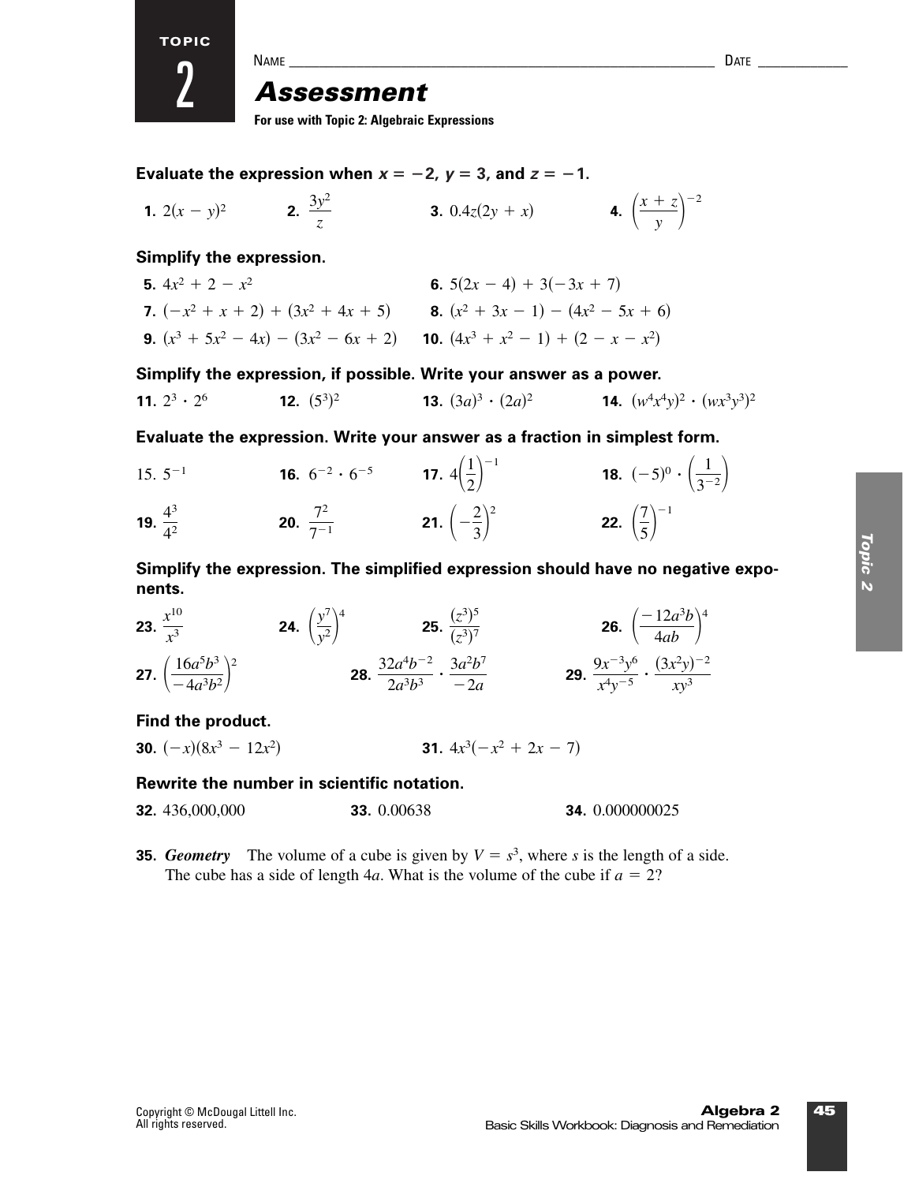TOPIC 2

NAME ______________________________ DATE __________

# Assessment

**For use with Topic 2: Algebraic Expressions**

**Evaluate the expression when $x = -2$, $y = 3$, and $z = -1$.**

**1.** $2(x - y)^2$ **2.** $\dfrac{3y^2}{z}$ **3.** $0.4z(2y + x)$ **4.** $\left(\dfrac{x + z}{y}\right)^{-2}$

**Simplify the expression.**

**5.** $4x^2 + 2 - x^2$

**6.** $5(2x - 4) + 3(-3x + 7)$

**7.** $(-x^2 + x + 2) + (3x^2 + 4x + 5)$

**8.** $(x^2 + 3x - 1) - (4x^2 - 5x + 6)$

**9.** $(x^3 + 5x^2 - 4x) - (3x^2 - 6x + 2)$

**10.** $(4x^3 + x^2 - 1) + (2 - x - x^2)$

**Simplify the expression, if possible. Write your answer as a power.**

**11.** $2^3 \cdot 2^6$ **12.** $(5^3)^2$ **13.** $(3a)^3 \cdot (2a)^2$ **14.** $(w^4x^4y)^2 \cdot (wx^3y^3)^2$

**Evaluate the expression. Write your answer as a fraction in simplest form.**

15. $5^{-1}$ **16.** $6^{-2} \cdot 6^{-5}$ **17.** $4\left(\dfrac{1}{2}\right)^{-1}$ **18.** $(-5)^0 \cdot \left(\dfrac{1}{3^{-2}}\right)$

**19.** $\dfrac{4^3}{4^2}$ **20.** $\dfrac{7^2}{7^{-1}}$ **21.** $\left(-\dfrac{2}{3}\right)^2$ **22.** $\left(\dfrac{7}{5}\right)^{-1}$

**Simplify the expression. The simplified expression should have no negative exponents.**

**23.** $\dfrac{x^{10}}{x^3}$ **24.** $\left(\dfrac{y^7}{y^2}\right)^4$ **25.** $\dfrac{(z^3)^5}{(z^3)^7}$ **26.** $\left(\dfrac{-12a^3b}{4ab}\right)^4$

**27.** $\left(\dfrac{16a^5b^3}{-4a^3b^2}\right)^2$ **28.** $\dfrac{32a^4b^{-2}}{2a^3b^3} \cdot \dfrac{3a^2b^7}{-2a}$ **29.** $\dfrac{9x^{-3}y^6}{x^4y^{-5}} \cdot \dfrac{(3x^2y)^{-2}}{xy^3}$

**Find the product.**

**30.** $(-x)(8x^3 - 12x^2)$ **31.** $4x^3(-x^2 + 2x - 7)$

**Rewrite the number in scientific notation.**

**32.** 436,000,000 **33.** 0.00638 **34.** 0.000000025

**35.** ***Geometry*** The volume of a cube is given by $V = s^3$, where $s$ is the length of a side. The cube has a side of length $4a$. What is the volume of the cube if $a = 2$?

Copyright © McDougal Littell Inc.
All rights reserved.

**Algebra 2**
Basic Skills Workbook: Diagnosis and Remediation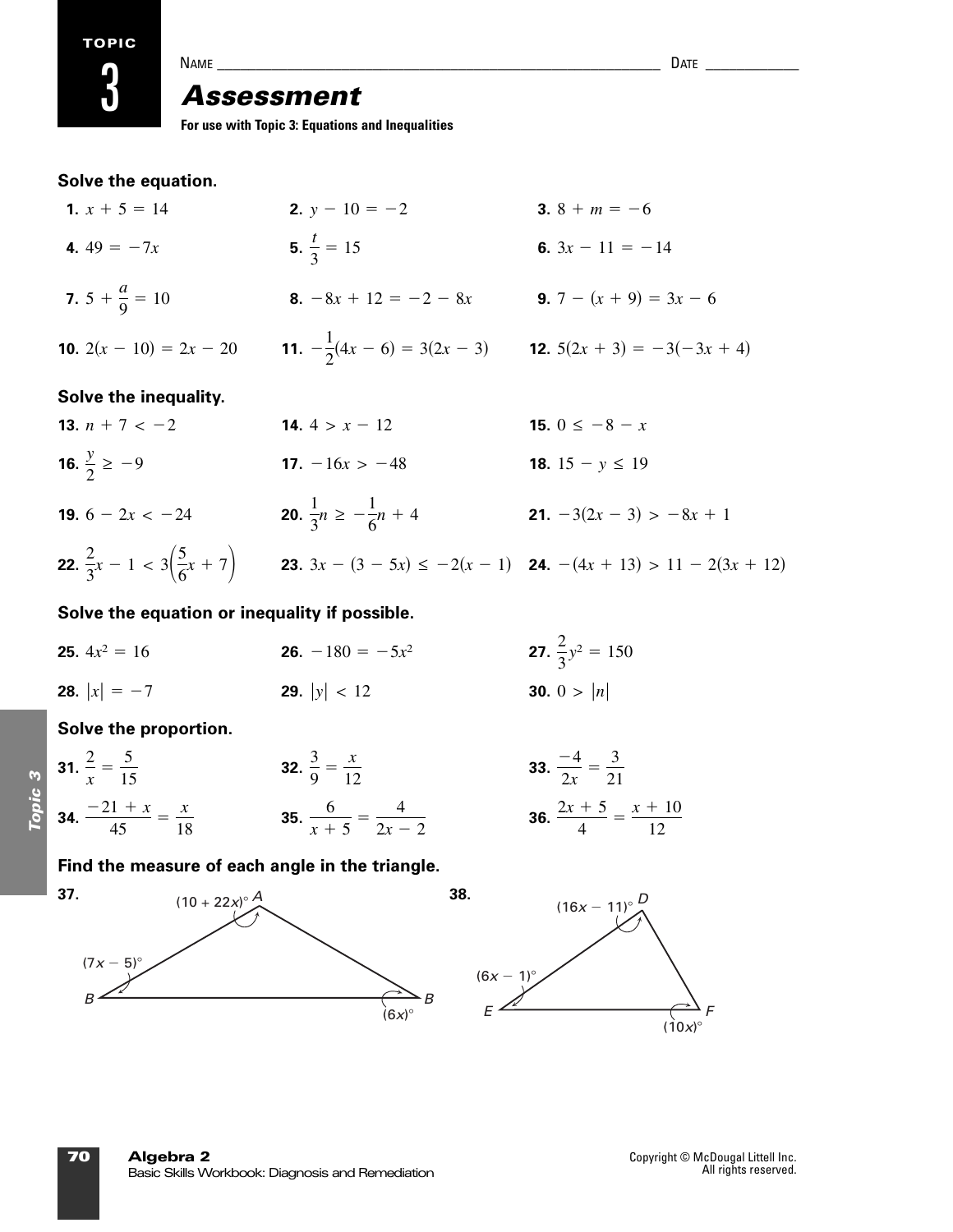TOPIC 3

NAME _______________________________ DATE ____________

# Assessment

**For use with Topic 3: Equations and Inequalities**

### Solve the equation.

**1.** $x + 5 = 14$

**2.** $y - 10 = -2$

**3.** $8 + m = -6$

**4.** $49 = -7x$

**5.** $\frac{t}{3} = 15$

**6.** $3x - 11 = -14$

**7.** $5 + \frac{a}{9} = 10$

**8.** $-8x + 12 = -2 - 8x$

**9.** $7 - (x + 9) = 3x - 6$

**10.** $2(x - 10) = 2x - 20$

**11.** $-\frac{1}{2}(4x - 6) = 3(2x - 3)$

**12.** $5(2x + 3) = -3(-3x + 4)$

### Solve the inequality.

**13.** $n + 7 < -2$

**14.** $4 > x - 12$

**15.** $0 \le -8 - x$

**16.** $\frac{y}{2} \ge -9$

**17.** $-16x > -48$

**18.** $15 - y \le 19$

**19.** $6 - 2x < -24$

**20.** $\frac{1}{3}n \ge -\frac{1}{6}n + 4$

**21.** $-3(2x - 3) > -8x + 1$

**22.** $\frac{2}{3}x - 1 < 3\left(\frac{5}{6}x + 7\right)$

**23.** $3x - (3 - 5x) \le -2(x - 1)$

**24.** $-(4x + 13) > 11 - 2(3x + 12)$

### Solve the equation or inequality if possible.

**25.** $4x^2 = 16$

**26.** $-180 = -5x^2$

**27.** $\frac{2}{3}y^2 = 150$

**28.** $|x| = -7$

**29.** $|y| < 12$

**30.** $0 > |n|$

### Solve the proportion.

**31.** $\frac{2}{x} = \frac{5}{15}$

**32.** $\frac{3}{9} = \frac{x}{12}$

**33.** $\frac{-4}{2x} = \frac{3}{21}$

**34.** $\frac{-21 + x}{45} = \frac{x}{18}$

**35.** $\frac{6}{x + 5} = \frac{4}{2x - 2}$

**36.** $\frac{2x + 5}{4} = \frac{x + 10}{12}$

### Find the measure of each angle in the triangle.

**37.** Triangle with angles: $A$: $(10 + 22x)^\circ$; $B$: $(7x - 5)^\circ$; $B$: $(6x)^\circ$

**38.** Triangle with angles: $D$: $(16x - 11)^\circ$; $E$: $(6x - 1)^\circ$; $F$: $(10x)^\circ$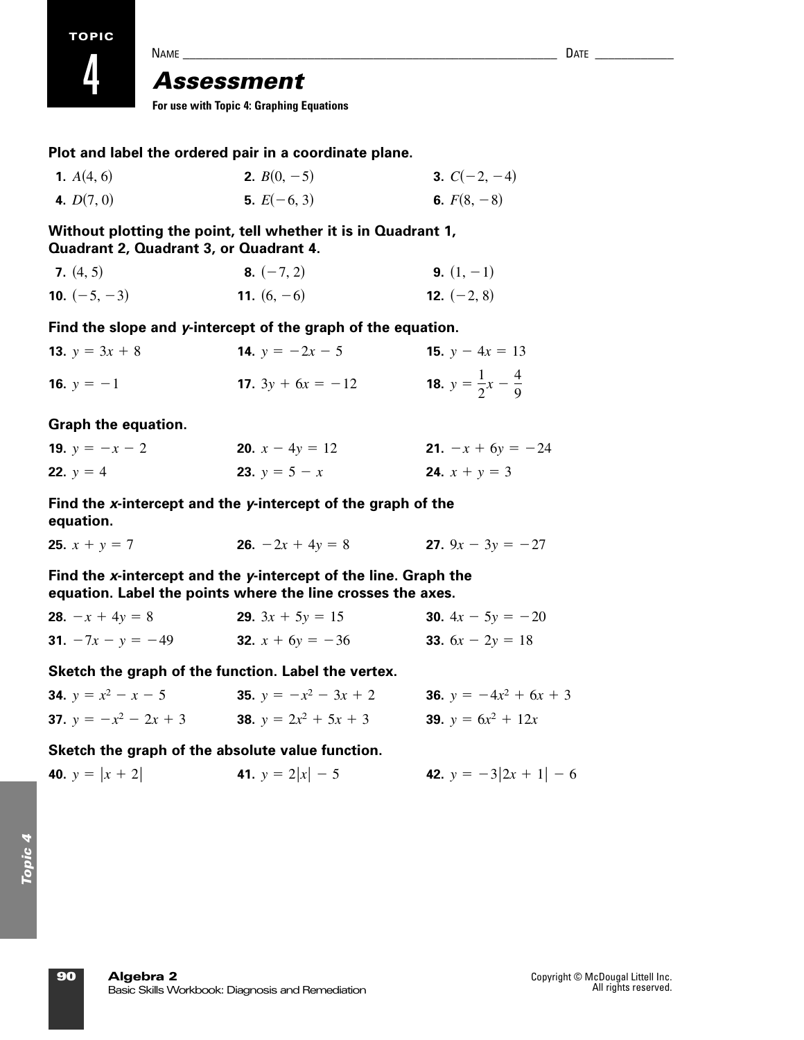TOPIC 4

NAME ______________________________ DATE __________

# Assessment

**For use with Topic 4: Graphing Equations**

**Plot and label the ordered pair in a coordinate plane.**

**1.** $A(4, 6)$  **2.** $B(0, -5)$  **3.** $C(-2, -4)$

**4.** $D(7, 0)$  **5.** $E(-6, 3)$  **6.** $F(8, -8)$

**Without plotting the point, tell whether it is in Quadrant 1, Quadrant 2, Quadrant 3, or Quadrant 4.**

**7.** $(4, 5)$  **8.** $(-7, 2)$  **9.** $(1, -1)$

**10.** $(-5, -3)$  **11.** $(6, -6)$  **12.** $(-2, 8)$

**Find the slope and *y*-intercept of the graph of the equation.**

**13.** $y = 3x + 8$  **14.** $y = -2x - 5$  **15.** $y - 4x = 13$

**16.** $y = -1$  **17.** $3y + 6x = -12$  **18.** $y = \frac{1}{2}x - \frac{4}{9}$

**Graph the equation.**

**19.** $y = -x - 2$  **20.** $x - 4y = 12$  **21.** $-x + 6y = -24$

**22.** $y = 4$  **23.** $y = 5 - x$  **24.** $x + y = 3$

**Find the *x*-intercept and the *y*-intercept of the graph of the equation.**

**25.** $x + y = 7$  **26.** $-2x + 4y = 8$  **27.** $9x - 3y = -27$

**Find the *x*-intercept and the *y*-intercept of the line. Graph the equation. Label the points where the line crosses the axes.**

**28.** $-x + 4y = 8$  **29.** $3x + 5y = 15$  **30.** $4x - 5y = -20$

**31.** $-7x - y = -49$  **32.** $x + 6y = -36$  **33.** $6x - 2y = 18$

**Sketch the graph of the function. Label the vertex.**

**34.** $y = x^2 - x - 5$  **35.** $y = -x^2 - 3x + 2$  **36.** $y = -4x^2 + 6x + 3$

**37.** $y = -x^2 - 2x + 3$  **38.** $y = 2x^2 + 5x + 3$  **39.** $y = 6x^2 + 12x$

**Sketch the graph of the absolute value function.**

**40.** $y = |x + 2|$  **41.** $y = 2|x| - 5$  **42.** $y = -3|2x + 1| - 6$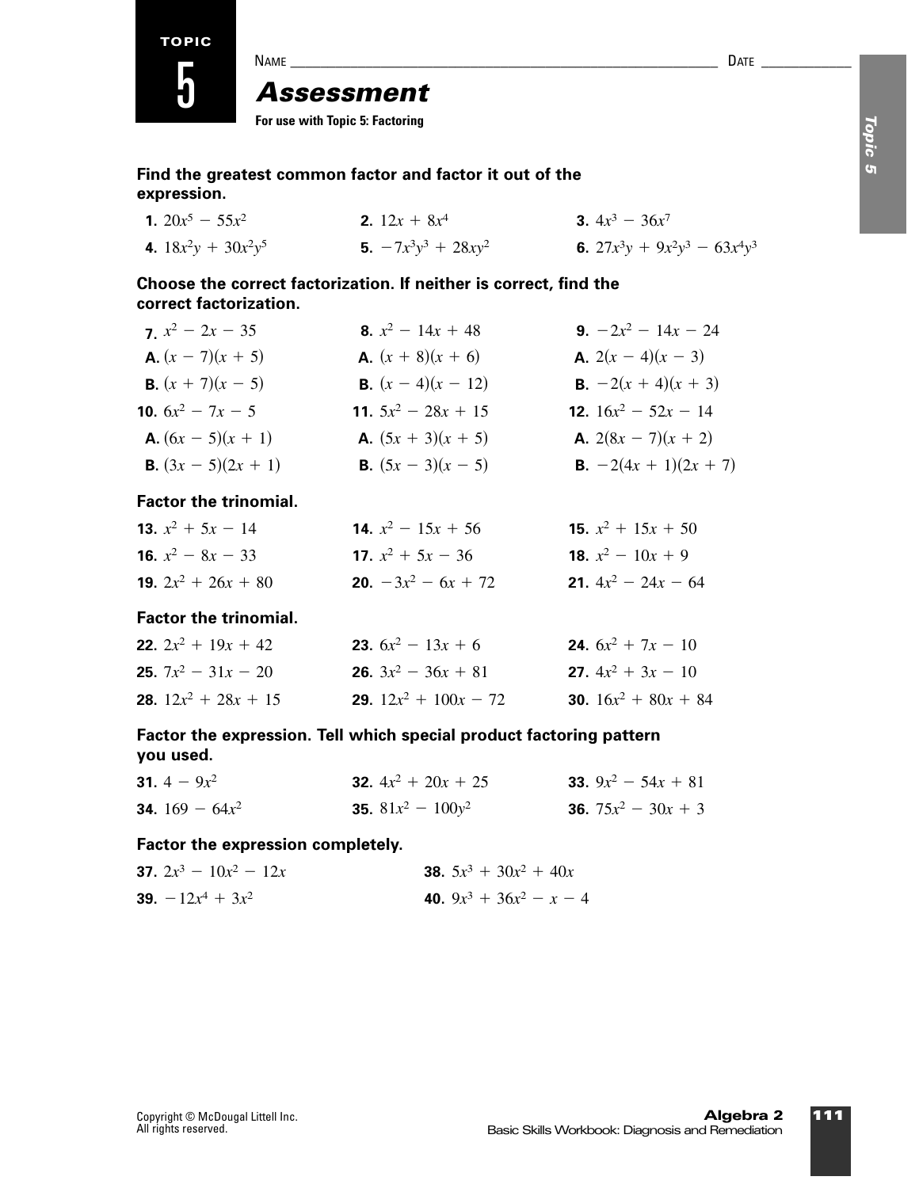TOPIC 5

NAME ______________________________ DATE ____________

# Assessment

**For use with Topic 5: Factoring**

**Find the greatest common factor and factor it out of the expression.**

**1.** $20x^5 - 55x^2$

**2.** $12x + 8x^4$

**3.** $4x^3 - 36x^7$

**4.** $18x^2y + 30x^2y^5$

**5.** $-7x^3y^3 + 28xy^2$

**6.** $27x^3y + 9x^2y^3 - 63x^4y^3$

**Choose the correct factorization. If neither is correct, find the correct factorization.**

**7.** $x^2 - 2x - 35$
**A.** $(x - 7)(x + 5)$
**B.** $(x + 7)(x - 5)$

**8.** $x^2 - 14x + 48$
**A.** $(x + 8)(x + 6)$
**B.** $(x - 4)(x - 12)$

**9.** $-2x^2 - 14x - 24$
**A.** $2(x - 4)(x - 3)$
**B.** $-2(x + 4)(x + 3)$

**10.** $6x^2 - 7x - 5$
**A.** $(6x - 5)(x + 1)$
**B.** $(3x - 5)(2x + 1)$

**11.** $5x^2 - 28x + 15$
**A.** $(5x + 3)(x + 5)$
**B.** $(5x - 3)(x - 5)$

**12.** $16x^2 - 52x - 14$
**A.** $2(8x - 7)(x + 2)$
**B.** $-2(4x + 1)(2x + 7)$

**Factor the trinomial.**

**13.** $x^2 + 5x - 14$

**14.** $x^2 - 15x + 56$

**15.** $x^2 + 15x + 50$

**16.** $x^2 - 8x - 33$

**17.** $x^2 + 5x - 36$

**18.** $x^2 - 10x + 9$

**19.** $2x^2 + 26x + 80$

**20.** $-3x^2 - 6x + 72$

**21.** $4x^2 - 24x - 64$

**Factor the trinomial.**

**22.** $2x^2 + 19x + 42$

**23.** $6x^2 - 13x + 6$

**24.** $6x^2 + 7x - 10$

**25.** $7x^2 - 31x - 20$

**26.** $3x^2 - 36x + 81$

**27.** $4x^2 + 3x - 10$

**28.** $12x^2 + 28x + 15$

**29.** $12x^2 + 100x - 72$

**30.** $16x^2 + 80x + 84$

**Factor the expression. Tell which special product factoring pattern you used.**

**31.** $4 - 9x^2$

**32.** $4x^2 + 20x + 25$

**33.** $9x^2 - 54x + 81$

**34.** $169 - 64x^2$

**35.** $81x^2 - 100y^2$

**36.** $75x^2 - 30x + 3$

**Factor the expression completely.**

**37.** $2x^3 - 10x^2 - 12x$

**38.** $5x^3 + 30x^2 + 40x$

**39.** $-12x^4 + 3x^2$

**40.** $9x^3 + 36x^2 - x - 4$

Copyright © McDougal Littell Inc.
All rights reserved.

**Algebra 2**
Basic Skills Workbook: Diagnosis and Remediation